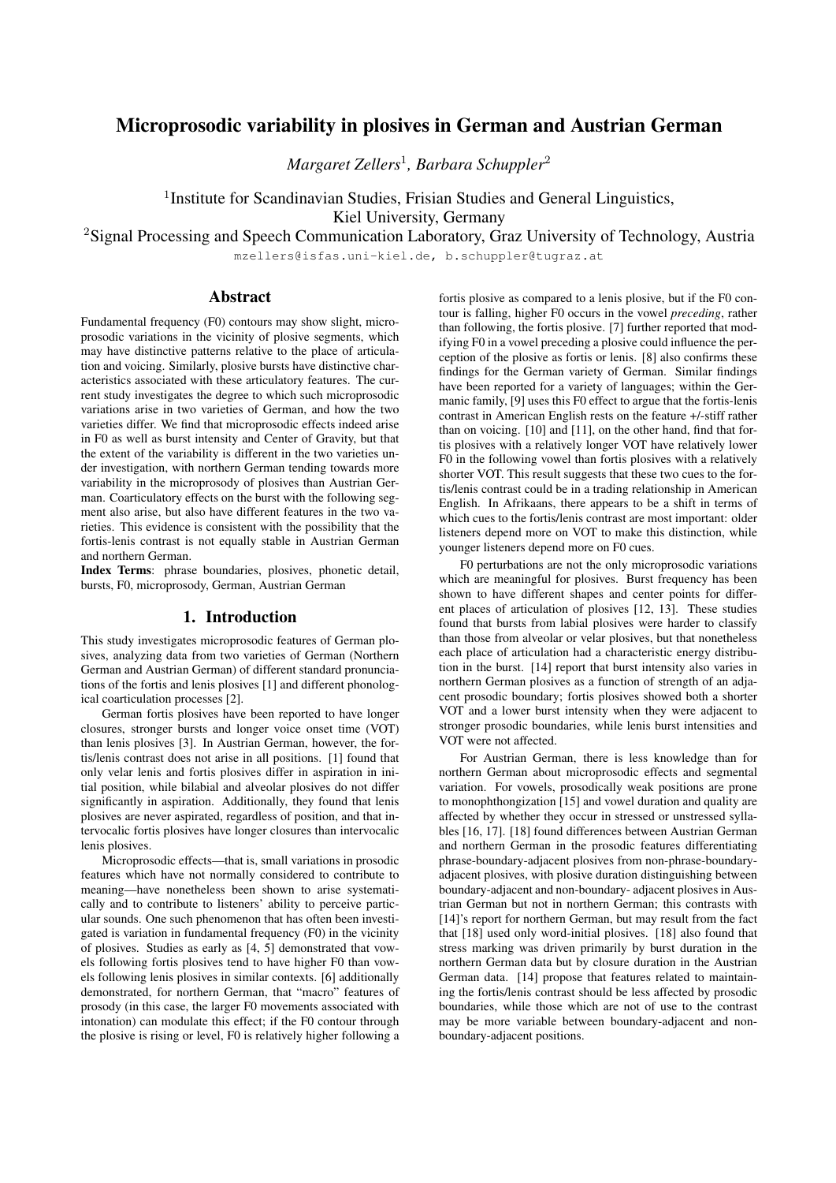# Microprosodic variability in plosives in German and Austrian German

*Margaret Zellers*[1], *Barbara Schuppler*[2]

[1]Institute for Scandinavian Studies, Frisian Studies and General Linguistics, Kiel University, Germany

[2]Signal Processing and Speech Communication Laboratory, Graz University of Technology, Austria

mzellers@isfas.uni-kiel.de, b.schuppler@tugraz.at

## Abstract

Fundamental frequency (F0) contours may show slight, microprosodic variations in the vicinity of plosive segments, which may have distinctive patterns relative to the place of articulation and voicing. Similarly, plosive bursts have distinctive characteristics associated with these articulatory features. The current study investigates the degree to which such microprosodic variations arise in two varieties of German, and how the two varieties differ. We find that microprosodic effects indeed arise in F0 as well as burst intensity and Center of Gravity, but that the extent of the variability is different in the two varieties under investigation, with northern German tending towards more variability in the microprosody of plosives than Austrian German. Coarticulatory effects on the burst with the following segment also arise, but also have different features in the two varieties. This evidence is consistent with the possibility that the fortis-lenis contrast is not equally stable in Austrian German and northern German.

**Index Terms**: phrase boundaries, plosives, phonetic detail, bursts, F0, microprosody, German, Austrian German

## 1. Introduction

This study investigates microprosodic features of German plosives, analyzing data from two varieties of German (Northern German and Austrian German) of different standard pronunciations of the fortis and lenis plosives [1] and different phonological coarticulation processes [2].

German fortis plosives have been reported to have longer closures, stronger bursts and longer voice onset time (VOT) than lenis plosives [3]. In Austrian German, however, the fortis/lenis contrast does not arise in all positions. [1] found that only velar lenis and fortis plosives differ in aspiration in initial position, while bilabial and alveolar plosives do not differ significantly in aspiration. Additionally, they found that lenis plosives are never aspirated, regardless of position, and that intervocalic fortis plosives have longer closures than intervocalic lenis plosives.

Microprosodic effects—that is, small variations in prosodic features which have not normally considered to contribute to meaning—have nonetheless been shown to arise systematically and to contribute to listeners' ability to perceive particular sounds. One such phenomenon that has often been investigated is variation in fundamental frequency (F0) in the vicinity of plosives. Studies as early as [4, 5] demonstrated that vowels following fortis plosives tend to have higher F0 than vowels following lenis plosives in similar contexts. [6] additionally demonstrated, for northern German, that "macro" features of prosody (in this case, the larger F0 movements associated with intonation) can modulate this effect; if the F0 contour through the plosive is rising or level, F0 is relatively higher following a fortis plosive as compared to a lenis plosive, but if the F0 contour is falling, higher F0 occurs in the vowel *preceding*, rather than following, the fortis plosive. [7] further reported that modifying F0 in a vowel preceding a plosive could influence the perception of the plosive as fortis or lenis. [8] also confirms these findings for the German variety of German. Similar findings have been reported for a variety of languages; within the Germanic family, [9] uses this F0 effect to argue that the fortis-lenis contrast in American English rests on the feature +/-stiff rather than on voicing. [10] and [11], on the other hand, find that fortis plosives with a relatively longer VOT have relatively lower F0 in the following vowel than fortis plosives with a relatively shorter VOT. This result suggests that these two cues to the fortis/lenis contrast could be in a trading relationship in American English. In Afrikaans, there appears to be a shift in terms of which cues to the fortis/lenis contrast are most important: older listeners depend more on VOT to make this distinction, while younger listeners depend more on F0 cues.

F0 perturbations are not the only microprosodic variations which are meaningful for plosives. Burst frequency has been shown to have different shapes and center points for different places of articulation of plosives [12, 13]. These studies found that bursts from labial plosives were harder to classify than those from alveolar or velar plosives, but that nonetheless each place of articulation had a characteristic energy distribution in the burst. [14] report that burst intensity also varies in northern German plosives as a function of strength of an adjacent prosodic boundary; fortis plosives showed both a shorter VOT and a lower burst intensity when they were adjacent to stronger prosodic boundaries, while lenis burst intensities and VOT were not affected.

For Austrian German, there is less knowledge than for northern German about microprosodic effects and segmental variation. For vowels, prosodically weak positions are prone to monophthongization [15] and vowel duration and quality are affected by whether they occur in stressed or unstressed syllables [16, 17]. [18] found differences between Austrian German and northern German in the prosodic features differentiating phrase-boundary-adjacent plosives from non-phrase-boundary-adjacent plosives, with plosive duration distinguishing between boundary-adjacent and non-boundary- adjacent plosives in Austrian German but not in northern German; this contrasts with [14]'s report for northern German, but may result from the fact that [18] used only word-initial plosives. [18] also found that stress marking was driven primarily by burst duration in the northern German data but by closure duration in the Austrian German data. [14] propose that features related to maintaining the fortis/lenis contrast should be less affected by prosodic boundaries, while those which are not of use to the contrast may be more variable between boundary-adjacent and non-boundary-adjacent positions.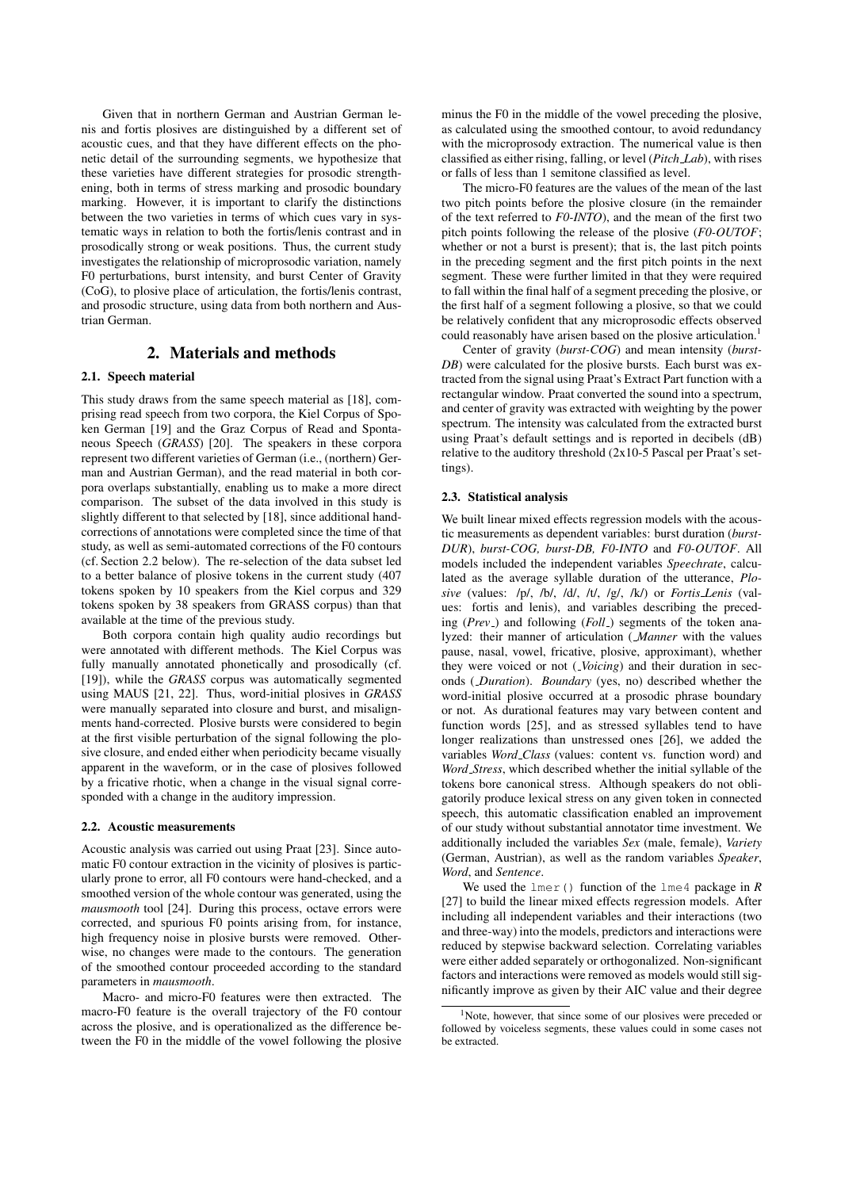Given that in northern German and Austrian German lenis and fortis plosives are distinguished by a different set of acoustic cues, and that they have different effects on the phonetic detail of the surrounding segments, we hypothesize that these varieties have different strategies for prosodic strengthening, both in terms of stress marking and prosodic boundary marking. However, it is important to clarify the distinctions between the two varieties in terms of which cues vary in systematic ways in relation to both the fortis/lenis contrast and in prosodically strong or weak positions. Thus, the current study investigates the relationship of microprosodic variation, namely F0 perturbations, burst intensity, and burst Center of Gravity (CoG), to plosive place of articulation, the fortis/lenis contrast, and prosodic structure, using data from both northern and Austrian German.

## 2. Materials and methods

### 2.1. Speech material

This study draws from the same speech material as [18], comprising read speech from two corpora, the Kiel Corpus of Spoken German [19] and the Graz Corpus of Read and Spontaneous Speech (*GRASS*) [20]. The speakers in these corpora represent two different varieties of German (i.e., (northern) German and Austrian German), and the read material in both corpora overlaps substantially, enabling us to make a more direct comparison. The subset of the data involved in this study is slightly different to that selected by [18], since additional hand-corrections of annotations were completed since the time of that study, as well as semi-automated corrections of the F0 contours (cf. Section 2.2 below). The re-selection of the data subset led to a better balance of plosive tokens in the current study (407 tokens spoken by 10 speakers from the Kiel corpus and 329 tokens spoken by 38 speakers from GRASS corpus) than that available at the time of the previous study.

Both corpora contain high quality audio recordings but were annotated with different methods. The Kiel Corpus was fully manually annotated phonetically and prosodically (cf. [19]), while the *GRASS* corpus was automatically segmented using MAUS [21, 22]. Thus, word-initial plosives in *GRASS* were manually separated into closure and burst, and misalignments hand-corrected. Plosive bursts were considered to begin at the first visible perturbation of the signal following the plosive closure, and ended either when periodicity became visually apparent in the waveform, or in the case of plosives followed by a fricative rhotic, when a change in the visual signal corresponded with a change in the auditory impression.

### 2.2. Acoustic measurements

Acoustic analysis was carried out using Praat [23]. Since automatic F0 contour extraction in the vicinity of plosives is particularly prone to error, all F0 contours were hand-checked, and a smoothed version of the whole contour was generated, using the *mausmooth* tool [24]. During this process, octave errors were corrected, and spurious F0 points arising from, for instance, high frequency noise in plosive bursts were removed. Otherwise, no changes were made to the contours. The generation of the smoothed contour proceeded according to the standard parameters in *mausmooth*.

Macro- and micro-F0 features were then extracted. The macro-F0 feature is the overall trajectory of the F0 contour across the plosive, and is operationalized as the difference between the F0 in the middle of the vowel following the plosive minus the F0 in the middle of the vowel preceding the plosive, as calculated using the smoothed contour, to avoid redundancy with the microprosody extraction. The numerical value is then classified as either rising, falling, or level (*Pitch_Lab*), with rises or falls of less than 1 semitone classified as level.

The micro-F0 features are the values of the mean of the last two pitch points before the plosive closure (in the remainder of the text referred to *F0-INTO*), and the mean of the first two pitch points following the release of the plosive (*F0-OUTOF*; whether or not a burst is present); that is, the last pitch points in the preceding segment and the first pitch points in the next segment. These were further limited in that they were required to fall within the final half of a segment preceding the plosive, or the first half of a segment following a plosive, so that we could be relatively confident that any microprosodic effects observed could reasonably have arisen based on the plosive articulation.[1]

Center of gravity (*burst-COG*) and mean intensity (*burst-DB*) were calculated for the plosive bursts. Each burst was extracted from the signal using Praat's Extract Part function with a rectangular window. Praat converted the sound into a spectrum, and center of gravity was extracted with weighting by the power spectrum. The intensity was calculated from the extracted burst using Praat's default settings and is reported in decibels (dB) relative to the auditory threshold ($2 \times 10^{-5}$ Pascal per Praat's settings).

### 2.3. Statistical analysis

We built linear mixed effects regression models with the acoustic measurements as dependent variables: burst duration (*burst-DUR*), *burst-COG, burst-DB, F0-INTO* and *F0-OUTOF*. All models included the independent variables *Speechrate*, calculated as the average syllable duration of the utterance, *Plosive* (values: /p/, /b/, /d/, /t/, /g/, /k/) or *Fortis_Lenis* (values: fortis and lenis), and variables describing the preceding (*Prev_*) and following (*Foll_*) segments of the token analyzed: their manner of articulation (*_Manner* with the values pause, nasal, vowel, fricative, plosive, approximant), whether they were voiced or not (*_Voicing*) and their duration in seconds (*_Duration*). *Boundary* (yes, no) described whether the word-initial plosive occurred at a prosodic phrase boundary or not. As durational features may vary between content and function words [25], and as stressed syllables tend to have longer realizations than unstressed ones [26], we added the variables *Word_Class* (values: content vs. function word) and *Word_Stress*, which described whether the initial syllable of the tokens bore canonical stress. Although speakers do not obligatorily produce lexical stress on any given token in connected speech, this automatic classification enabled an improvement of our study without substantial annotator time investment. We additionally included the variables *Sex* (male, female), *Variety* (German, Austrian), as well as the random variables *Speaker*, *Word*, and *Sentence*.

We used the `lmer()` function of the `lme4` package in *R* [27] to build the linear mixed effects regression models. After including all independent variables and their interactions (two and three-way) into the models, predictors and interactions were reduced by stepwise backward selection. Correlating variables were either added separately or orthogonalized. Non-significant factors and interactions were removed as models would still significantly improve as given by their AIC value and their degree

[1] Note, however, that since some of our plosives were preceded or followed by voiceless segments, these values could in some cases not be extracted.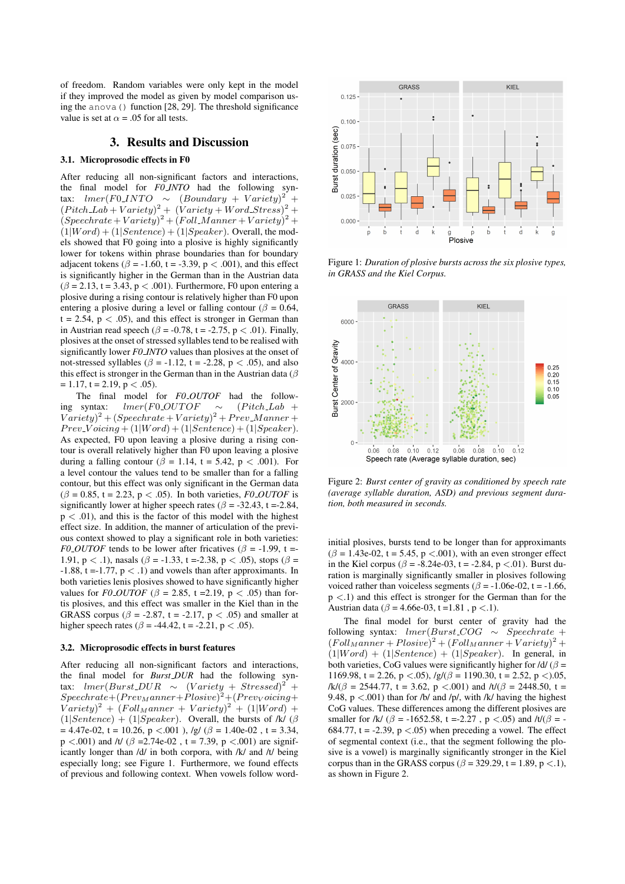of freedom. Random variables were only kept in the model if they improved the model as given by model comparison using the `anova()` function [28, 29]. The threshold significance value is set at $\alpha$ = .05 for all tests.

## 3. Results and Discussion

### 3.1. Microprosodic effects in F0

After reducing all non-significant factors and interactions, the final model for *F0_INTO* had the following syntax: $lmer(F0\_INTO \sim (Boundary + Variety)^2 + (Pitch\_Lab + Variety)^2 + (Variety + Word\_Stress)^2 + (Speechrate + Variety)^2 + (Foll\_Manner + Variety)^2 + (1|Word) + (1|Sentence) + (1|Speaker)$. Overall, the models showed that F0 going into a plosive is highly significantly lower for tokens within phrase boundaries than for boundary adjacent tokens ($\beta$ = -1.60, t = -3.39, $p < .001$), and this effect is significantly higher in the German than in the Austrian data ($\beta$ = 2.13, t = 3.43, $p < .001$). Furthermore, F0 upon entering a plosive during a rising contour is relatively higher than F0 upon entering a plosive during a level or falling contour ($\beta$ = 0.64, t = 2.54, $p < .05$), and this effect is stronger in German than in Austrian read speech ($\beta$ = -0.78, t = -2.75, $p < .01$). Finally, plosives at the onset of stressed syllables tend to be realised with significantly lower *F0_INTO* values than plosives at the onset of not-stressed syllables ($\beta$ = -1.12, t = -2.28, $p < .05$), and also this effect is stronger in the German than in the Austrian data ($\beta$ = 1.17, t = 2.19, $p < .05$).

The final model for *F0_OUTOF* had the following syntax: $lmer(F0\_OUTOF \sim (Pitch\_Lab + Variety)^2 + (Speechrate + Variety)^2 + Prev\_Manner + Prev\_Voicing + (1|Word) + (1|Sentence) + (1|Speaker)$. As expected, F0 upon leaving a plosive during a rising contour is overall relatively higher than F0 upon leaving a plosive during a falling contour ($\beta$ = 1.14, t = 5.42, $p < .001$). For a level contour the values tend to be smaller than for a falling contour, but this effect was only significant in the German data ($\beta$ = 0.85, t = 2.23, $p < .05$). In both varieties, *F0_OUTOF* is significantly lower at higher speech rates ($\beta$ = -32.43, t =-2.84, $p < .01$), and this is the factor of this model with the highest effect size. In addition, the manner of articulation of the previous context showed to play a significant role in both varieties: *F0_OUTOF* tends to be lower after fricatives ($\beta$ = -1.99, t =-1.91, $p < .1$), nasals ($\beta$ = -1.33, t =-2.38, $p < .05$), stops ($\beta$ = -1.88, t =-1.77, $p < .1$) and vowels than after approximants. In both varieties lenis plosives showed to have significantly higher values for *F0_OUTOF* ($\beta$ = 2.85, t =2.19, $p < .05$) than fortis plosives, and this effect was smaller in the Kiel than in the GRASS corpus ($\beta$ = -2.87, t = -2.17, $p < .05$) and smaller at higher speech rates ($\beta$ = -44.42, t = -2.21, $p < .05$).

### 3.2. Microprosodic effects in burst features

After reducing all non-significant factors and interactions, the final model for *Burst_DUR* had the following syntax: $lmer(Burst\_DUR \sim (Variety + Stressed)^2 + Speechrate + (Prev_Manner + Plosive)^2 + (Prev_Voicing + Variety)^2 + (Foll_Manner + Variety)^2 + (1|Word) + (1|Sentence) + (1|Speaker)$. Overall, the bursts of /k/ ($\beta$ = 4.47e-02, t = 10.26, $p < .001$ ), /g/ ($\beta$ = 1.40e-02 , t = 3.34, $p < .001$) and /t/ ($\beta$ =2.74e-02 , t = 7.39, $p < .001$) are significantly longer than /d/ in both corpora, with /k/ and /t/ being especially long; see Figure 1. Furthermore, we found effects of previous and following context. When vowels follow word-initial plosives, bursts tend to be longer than for approximants ($\beta$ = 1.43e-02, t = 5.45, $p < .001$), with an even stronger effect in the Kiel corpus ($\beta$ = -8.24e-03, t = -2.84, $p < .01$). Burst duration is marginally significantly smaller in plosives following voiced rather than voiceless segments ($\beta$ = -1.06e-02, t = -1.66, $p < .1$) and this effect is stronger for the German than for the Austrian data ($\beta$ = 4.66e-03, t =1.81 , $p < .1$).

Figure 1: *Duration of plosive bursts across the six plosive types, in GRASS and the Kiel Corpus.*

Figure 2: *Burst center of gravity as conditioned by speech rate (average syllable duration, ASD) and previous segment duration, both measured in seconds.*

The final model for burst center of gravity had the following syntax: $lmer(Burst\_COG \sim Speechrate + (Foll_{Manner} + Plosive)^2 + (Foll_{Manner} + Variety)^2 + (1|Word) + (1|Sentence) + (1|Speaker)$. In general, in both varieties, CoG values were significantly higher for /d/ ($\beta$ = 1169.98, t = 2.26, $p < .05$), /g/($\beta$ = 1190.30, t = 2.52, $p < .05$, /k/($\beta$ = 2544.77, t = 3.62, $p < .001$) and /t/($\beta$ = 2448.50, t = 9.48, $p < .001$) than for /b/ and /p/, with /k/ having the highest CoG values. These differences among the different plosives are smaller for /k/ ($\beta$ = -1652.58, t =-2.27 , $p < .05$) and /t/($\beta$ = -684.77, t = -2.39, $p < .05$) when preceding a vowel. The effect of segmental context (i.e., that the segment following the plosive is a vowel) is marginally significantly stronger in the Kiel corpus than in the GRASS corpus ($\beta$ = 329.29, t = 1.89, $p < .1$), as shown in Figure 2.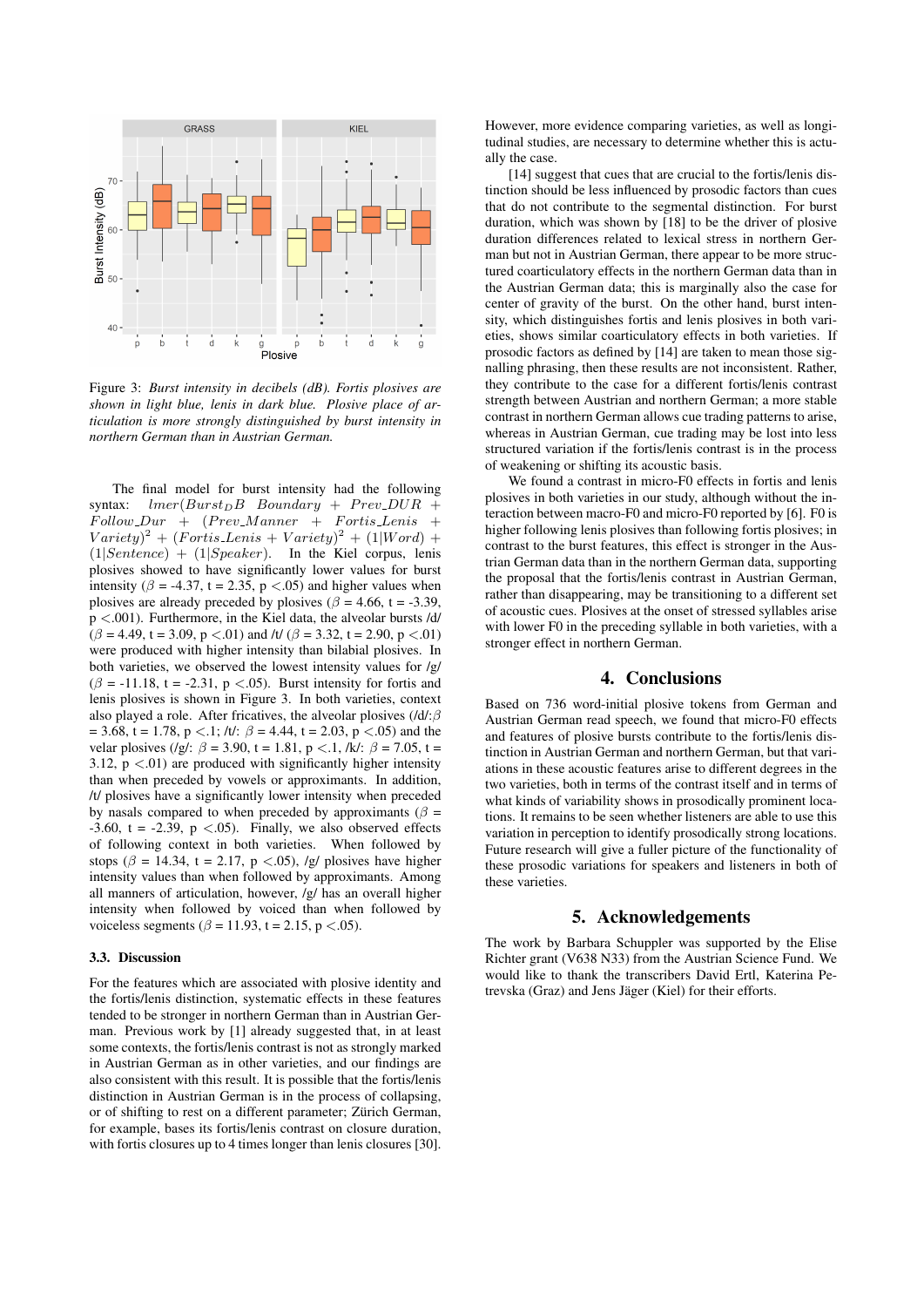Figure 3: *Burst intensity in decibels (dB). Fortis plosives are shown in light blue, lenis in dark blue. Plosive place of articulation is more strongly distinguished by burst intensity in northern German than in Austrian German.*

The final model for burst intensity had the following syntax: $lmer(Burst_DB\ Boundary + Prev\_DUR + Follow\_Dur + (Prev\_Manner + Fortis\_Lenis + Variety)^2 + (Fortis\_Lenis + Variety)^2 + (1|Word) + (1|Sentence) + (1|Speaker)$. In the Kiel corpus, lenis plosives showed to have significantly lower values for burst intensity ($\beta$ = -4.37, t = 2.35, p <.05) and higher values when plosives are already preceded by plosives ($\beta$ = 4.66, t = -3.39, p <.001). Furthermore, in the Kiel data, the alveolar bursts /d/ ($\beta$ = 4.49, t = 3.09, p <.01) and /t/ ($\beta$ = 3.32, t = 2.90, p <.01) were produced with higher intensity than bilabial plosives. In both varieties, we observed the lowest intensity values for /g/ ($\beta$ = -11.18, t = -2.31, p <.05). Burst intensity for fortis and lenis plosives is shown in Figure 3. In both varieties, context also played a role. After fricatives, the alveolar plosives (/d/:$\beta$ = 3.68, t = 1.78, p <.1; /t/: $\beta$ = 4.44, t = 2.03, p <.05) and the velar plosives (/g/: $\beta$ = 3.90, t = 1.81, p <.1, /k/: $\beta$ = 7.05, t = 3.12, p <.01) are produced with significantly higher intensity than when preceded by vowels or approximants. In addition, /t/ plosives have a significantly lower intensity when preceded by nasals compared to when preceded by approximants ($\beta$ = -3.60, t = -2.39, p <.05). Finally, we also observed effects of following context in both varieties. When followed by stops ($\beta$ = 14.34, t = 2.17, p <.05), /g/ plosives have higher intensity values than when followed by approximants. Among all manners of articulation, however, /g/ has an overall higher intensity when followed by voiced than when followed by voiceless segments ($\beta$ = 11.93, t = 2.15, p <.05).

### 3.3. Discussion

For the features which are associated with plosive identity and the fortis/lenis distinction, systematic effects in these features tended to be stronger in northern German than in Austrian German. Previous work by [1] already suggested that, in at least some contexts, the fortis/lenis contrast is not as strongly marked in Austrian German as in other varieties, and our findings are also consistent with this result. It is possible that the fortis/lenis distinction in Austrian German is in the process of collapsing, or of shifting to rest on a different parameter; Zürich German, for example, bases its fortis/lenis contrast on closure duration, with fortis closures up to 4 times longer than lenis closures [30]. However, more evidence comparing varieties, as well as longitudinal studies, are necessary to determine whether this is actually the case.

[14] suggest that cues that are crucial to the fortis/lenis distinction should be less influenced by prosodic factors than cues that do not contribute to the segmental distinction. For burst duration, which was shown by [18] to be the driver of plosive duration differences related to lexical stress in northern German but not in Austrian German, there appear to be more structured coarticulatory effects in the northern German data than in the Austrian German data; this is marginally also the case for center of gravity of the burst. On the other hand, burst intensity, which distinguishes fortis and lenis plosives in both varieties, shows similar coarticulatory effects in both varieties. If prosodic factors as defined by [14] are taken to mean those signalling phrasing, then these results are not inconsistent. Rather, they contribute to the case for a different fortis/lenis contrast strength between Austrian and northern German; a more stable contrast in northern German allows cue trading patterns to arise, whereas in Austrian German, cue trading may be lost into less structured variation if the fortis/lenis contrast is in the process of weakening or shifting its acoustic basis.

We found a contrast in micro-F0 effects in fortis and lenis plosives in both varieties in our study, although without the interaction between macro-F0 and micro-F0 reported by [6]. F0 is higher following lenis plosives than following fortis plosives; in contrast to the burst features, this effect is stronger in the Austrian German data than in the northern German data, supporting the proposal that the fortis/lenis contrast in Austrian German, rather than disappearing, may be transitioning to a different set of acoustic cues. Plosives at the onset of stressed syllables arise with lower F0 in the preceding syllable in both varieties, with a stronger effect in northern German.

## 4. Conclusions

Based on 736 word-initial plosive tokens from German and Austrian German read speech, we found that micro-F0 effects and features of plosive bursts contribute to the fortis/lenis distinction in Austrian German and northern German, but that variations in these acoustic features arise to different degrees in the two varieties, both in terms of the contrast itself and in terms of what kinds of variability shows in prosodically prominent locations. It remains to be seen whether listeners are able to use this variation in perception to identify prosodically strong locations. Future research will give a fuller picture of the functionality of these prosodic variations for speakers and listeners in both of these varieties.

## 5. Acknowledgements

The work by Barbara Schuppler was supported by the Elise Richter grant (V638 N33) from the Austrian Science Fund. We would like to thank the transcribers David Ertl, Katerina Petrevska (Graz) and Jens Jäger (Kiel) for their efforts.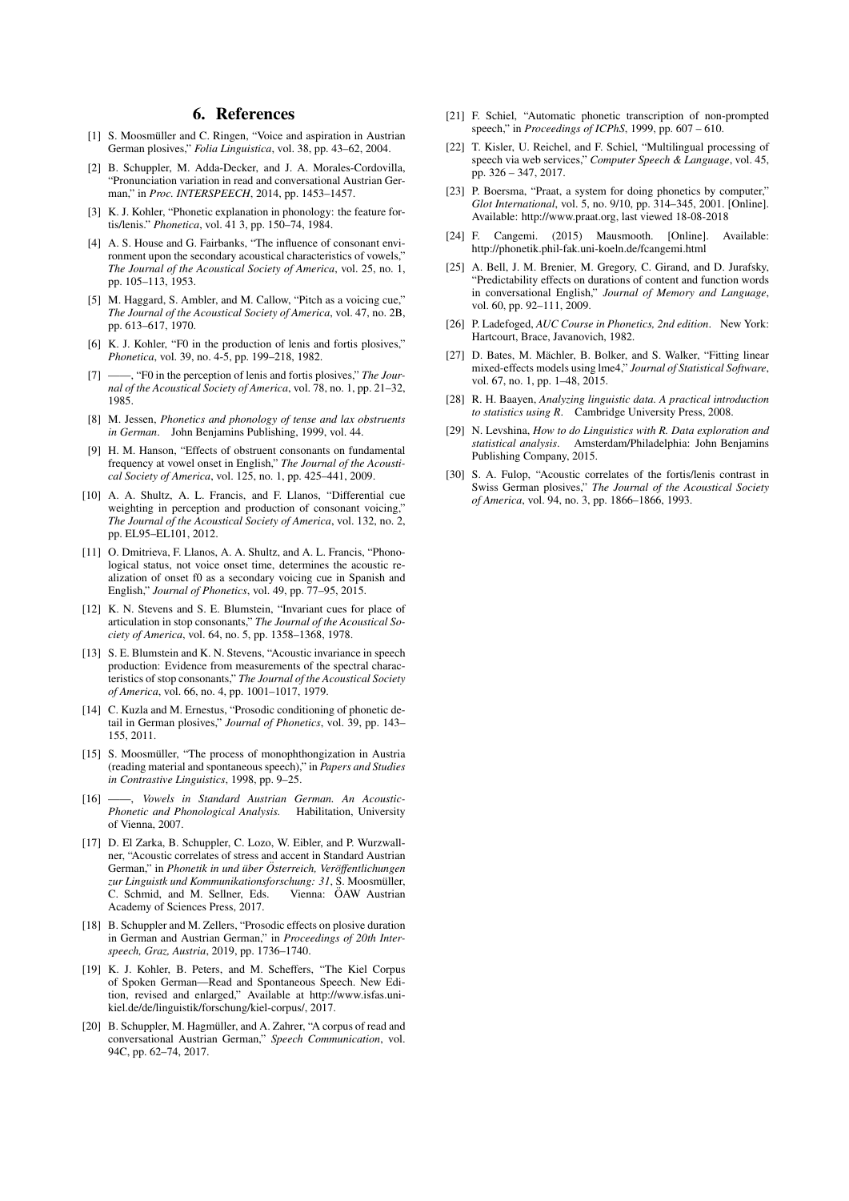## 6. References

[1] S. Moosmüller and C. Ringen, "Voice and aspiration in Austrian German plosives," *Folia Linguistica*, vol. 38, pp. 43–62, 2004.

[2] B. Schuppler, M. Adda-Decker, and J. A. Morales-Cordovilla, "Pronunciation variation in read and conversational Austrian German," in *Proc. INTERSPEECH*, 2014, pp. 1453–1457.

[3] K. J. Kohler, "Phonetic explanation in phonology: the feature fortis/lenis." *Phonetica*, vol. 41 3, pp. 150–74, 1984.

[4] A. S. House and G. Fairbanks, "The influence of consonant environment upon the secondary acoustical characteristics of vowels," *The Journal of the Acoustical Society of America*, vol. 25, no. 1, pp. 105–113, 1953.

[5] M. Haggard, S. Ambler, and M. Callow, "Pitch as a voicing cue," *The Journal of the Acoustical Society of America*, vol. 47, no. 2B, pp. 613–617, 1970.

[6] K. J. Kohler, "F0 in the production of lenis and fortis plosives," *Phonetica*, vol. 39, no. 4-5, pp. 199–218, 1982.

[7] ——, "F0 in the perception of lenis and fortis plosives," *The Journal of the Acoustical Society of America*, vol. 78, no. 1, pp. 21–32, 1985.

[8] M. Jessen, *Phonetics and phonology of tense and lax obstruents in German*. John Benjamins Publishing, 1999, vol. 44.

[9] H. M. Hanson, "Effects of obstruent consonants on fundamental frequency at vowel onset in English," *The Journal of the Acoustical Society of America*, vol. 125, no. 1, pp. 425–441, 2009.

[10] A. A. Shultz, A. L. Francis, and F. Llanos, "Differential cue weighting in perception and production of consonant voicing," *The Journal of the Acoustical Society of America*, vol. 132, no. 2, pp. EL95–EL101, 2012.

[11] O. Dmitrieva, F. Llanos, A. A. Shultz, and A. L. Francis, "Phonological status, not voice onset time, determines the acoustic realization of onset f0 as a secondary voicing cue in Spanish and English," *Journal of Phonetics*, vol. 49, pp. 77–95, 2015.

[12] K. N. Stevens and S. E. Blumstein, "Invariant cues for place of articulation in stop consonants," *The Journal of the Acoustical Society of America*, vol. 64, no. 5, pp. 1358–1368, 1978.

[13] S. E. Blumstein and K. N. Stevens, "Acoustic invariance in speech production: Evidence from measurements of the spectral characteristics of stop consonants," *The Journal of the Acoustical Society of America*, vol. 66, no. 4, pp. 1001–1017, 1979.

[14] C. Kuzla and M. Ernestus, "Prosodic conditioning of phonetic detail in German plosives," *Journal of Phonetics*, vol. 39, pp. 143–155, 2011.

[15] S. Moosmüller, "The process of monophthongization in Austria (reading material and spontaneous speech)," in *Papers and Studies in Contrastive Linguistics*, 1998, pp. 9–25.

[16] ——, *Vowels in Standard Austrian German. An Acoustic-Phonetic and Phonological Analysis.* Habilitation, University of Vienna, 2007.

[17] D. El Zarka, B. Schuppler, C. Lozo, W. Eibler, and P. Wurzwallner, "Acoustic correlates of stress and accent in Standard Austrian German," in *Phonetik in und über Österreich, Veröffentlichungen zur Linguistk und Kommunikationsforschung: 31*, S. Moosmüller, C. Schmid, and M. Sellner, Eds. Vienna: ÖAW Austrian Academy of Sciences Press, 2017.

[18] B. Schuppler and M. Zellers, "Prosodic effects on plosive duration in German and Austrian German," in *Proceedings of 20th Interspeech, Graz, Austria*, 2019, pp. 1736–1740.

[19] K. J. Kohler, B. Peters, and M. Scheffers, "The Kiel Corpus of Spoken German—Read and Spontaneous Speech. New Edition, revised and enlarged," Available at http://www.isfas.uni-kiel.de/de/linguistik/forschung/kiel-corpus/, 2017.

[20] B. Schuppler, M. Hagmüller, and A. Zahrer, "A corpus of read and conversational Austrian German," *Speech Communication*, vol. 94C, pp. 62–74, 2017.

[21] F. Schiel, "Automatic phonetic transcription of non-prompted speech," in *Proceedings of ICPhS*, 1999, pp. 607 – 610.

[22] T. Kisler, U. Reichel, and F. Schiel, "Multilingual processing of speech via web services," *Computer Speech & Language*, vol. 45, pp. 326 – 347, 2017.

[23] P. Boersma, "Praat, a system for doing phonetics by computer," *Glot International*, vol. 5, no. 9/10, pp. 314–345, 2001. [Online]. Available: http://www.praat.org, last viewed 18-08-2018

[24] F. Cangemi. (2015) Mausmooth. [Online]. Available: http://phonetik.phil-fak.uni-koeln.de/fcangemi.html

[25] A. Bell, J. M. Brenier, M. Gregory, C. Girand, and D. Jurafsky, "Predictability effects on durations of content and function words in conversational English," *Journal of Memory and Language*, vol. 60, pp. 92–111, 2009.

[26] P. Ladefoged, *AUC Course in Phonetics, 2nd edition*. New York: Hartcourt, Brace, Javanovich, 1982.

[27] D. Bates, M. Mächler, B. Bolker, and S. Walker, "Fitting linear mixed-effects models using lme4," *Journal of Statistical Software*, vol. 67, no. 1, pp. 1–48, 2015.

[28] R. H. Baayen, *Analyzing linguistic data. A practical introduction to statistics using R*. Cambridge University Press, 2008.

[29] N. Levshina, *How to do Linguistics with R. Data exploration and statistical analysis*. Amsterdam/Philadelphia: John Benjamins Publishing Company, 2015.

[30] S. A. Fulop, "Acoustic correlates of the fortis/lenis contrast in Swiss German plosives," *The Journal of the Acoustical Society of America*, vol. 94, no. 3, pp. 1866–1866, 1993.